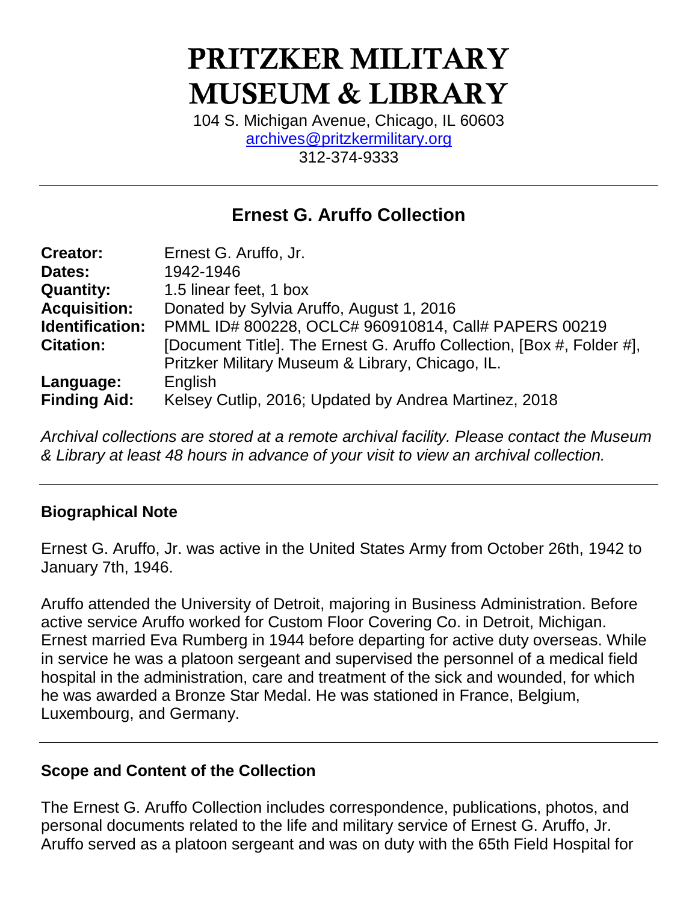# PRITZKER MILITARY MUSEUM & LIBRARY

104 S. Michigan Avenue, Chicago, IL 60603
archives@pritzkermilitary.org
312-374-9333

---

## Ernest G. Aruffo Collection

| | |
|---|---|
| **Creator:** | Ernest G. Aruffo, Jr. |
| **Dates:** | 1942-1946 |
| **Quantity:** | 1.5 linear feet, 1 box |
| **Acquisition:** | Donated by Sylvia Aruffo, August 1, 2016 |
| **Identification:** | PMML ID# 800228, OCLC# 960910814, Call# PAPERS 00219 |
| **Citation:** | [Document Title]. The Ernest G. Aruffo Collection, [Box #, Folder #], Pritzker Military Museum & Library, Chicago, IL. |
| **Language:** | English |
| **Finding Aid:** | Kelsey Cutlip, 2016; Updated by Andrea Martinez, 2018 |

*Archival collections are stored at a remote archival facility. Please contact the Museum & Library at least 48 hours in advance of your visit to view an archival collection.*

---

### Biographical Note

Ernest G. Aruffo, Jr. was active in the United States Army from October 26th, 1942 to January 7th, 1946.

Aruffo attended the University of Detroit, majoring in Business Administration. Before active service Aruffo worked for Custom Floor Covering Co. in Detroit, Michigan. Ernest married Eva Rumberg in 1944 before departing for active duty overseas. While in service he was a platoon sergeant and supervised the personnel of a medical field hospital in the administration, care and treatment of the sick and wounded, for which he was awarded a Bronze Star Medal. He was stationed in France, Belgium, Luxembourg, and Germany.

---

### Scope and Content of the Collection

The Ernest G. Aruffo Collection includes correspondence, publications, photos, and personal documents related to the life and military service of Ernest G. Aruffo, Jr. Aruffo served as a platoon sergeant and was on duty with the 65th Field Hospital for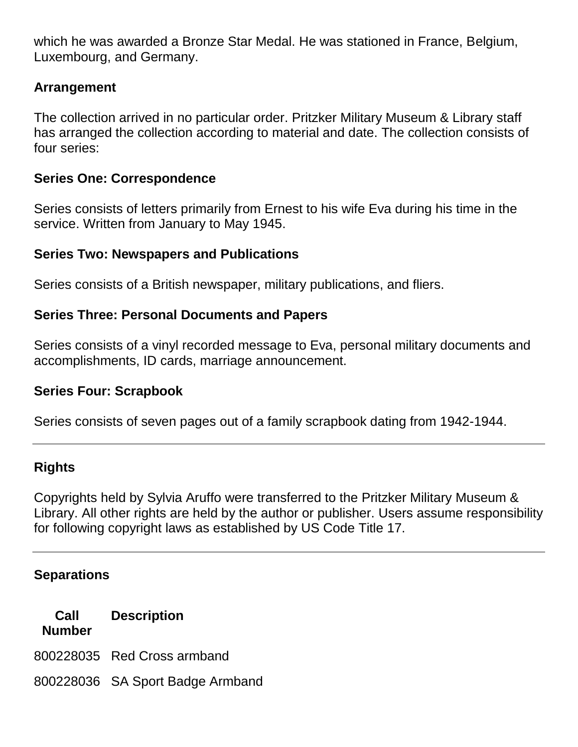which he was awarded a Bronze Star Medal. He was stationed in France, Belgium, Luxembourg, and Germany.

### Arrangement

The collection arrived in no particular order. Pritzker Military Museum & Library staff has arranged the collection according to material and date. The collection consists of four series:

#### Series One: Correspondence

Series consists of letters primarily from Ernest to his wife Eva during his time in the service. Written from January to May 1945.

#### Series Two: Newspapers and Publications

Series consists of a British newspaper, military publications, and fliers.

#### Series Three: Personal Documents and Papers

Series consists of a vinyl recorded message to Eva, personal military documents and accomplishments, ID cards, marriage announcement.

#### Series Four: Scrapbook

Series consists of seven pages out of a family scrapbook dating from 1942-1944.

---

### Rights

Copyrights held by Sylvia Aruffo were transferred to the Pritzker Military Museum & Library. All other rights are held by the author or publisher. Users assume responsibility for following copyright laws as established by US Code Title 17.

---

### Separations

| Call Number | Description |
|---|---|
| 800228035 | Red Cross armband |
| 800228036 | SA Sport Badge Armband |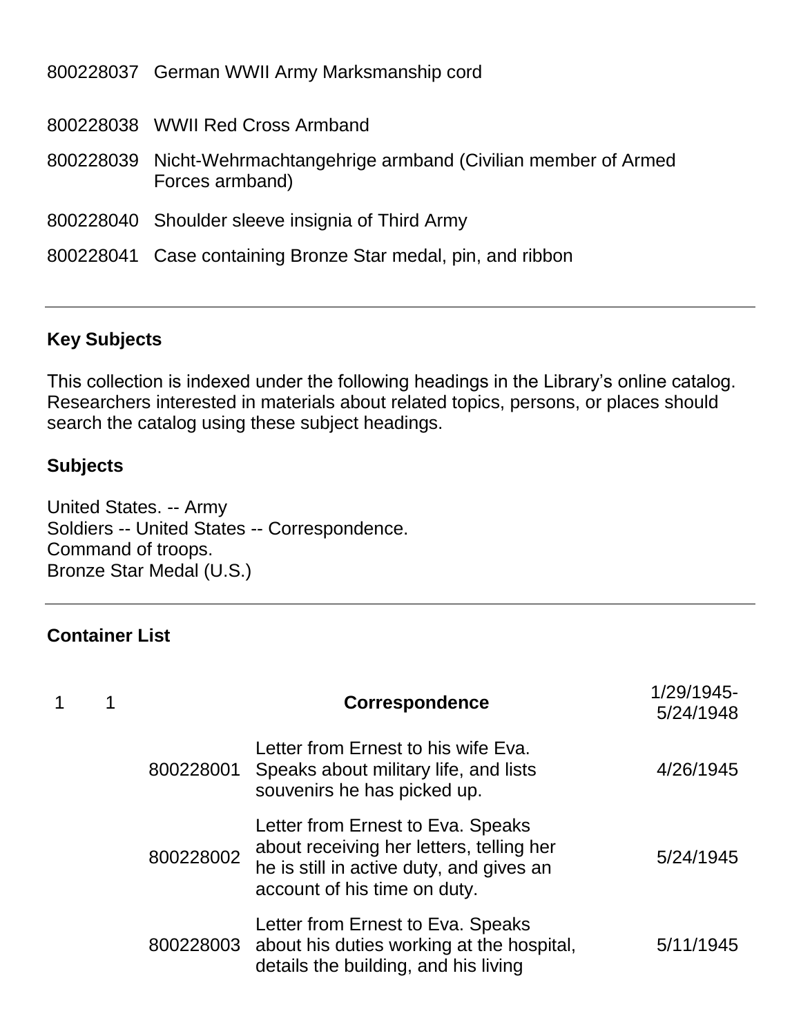| | |
|---|---|
| 800228037 | German WWII Army Marksmanship cord |
| 800228038 | WWII Red Cross Armband |
| 800228039 | Nicht-Wehrmachtangehrige armband (Civilian member of Armed Forces armband) |
| 800228040 | Shoulder sleeve insignia of Third Army |
| 800228041 | Case containing Bronze Star medal, pin, and ribbon |

---

## Key Subjects

This collection is indexed under the following headings in the Library's online catalog. Researchers interested in materials about related topics, persons, or places should search the catalog using these subject headings.

### Subjects

United States. -- Army
Soldiers -- United States -- Correspondence.
Command of troops.
Bronze Star Medal (U.S.)

---

## Container List

| | | | | |
|---|---|---|---|---|
| 1 | 1 | | **Correspondence** | 1/29/1945-5/24/1948 |
| | | 800228001 | Letter from Ernest to his wife Eva. Speaks about military life, and lists souvenirs he has picked up. | 4/26/1945 |
| | | 800228002 | Letter from Ernest to Eva. Speaks about receiving her letters, telling her he is still in active duty, and gives an account of his time on duty. | 5/24/1945 |
| | | 800228003 | Letter from Ernest to Eva. Speaks about his duties working at the hospital, details the building, and his living | 5/11/1945 |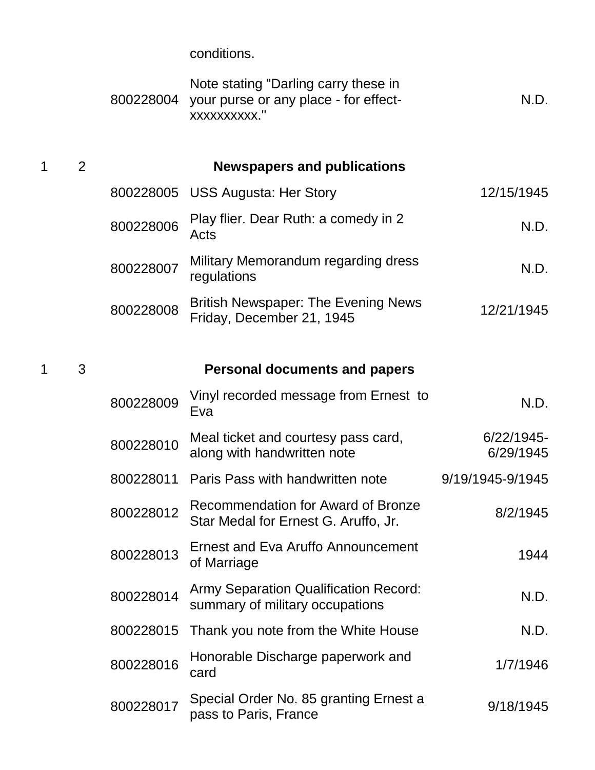| Box | Folder | Item ID | Description | Date |
|---|---|---|---|---|
| | | | conditions. | |
| | | 800228004 | Note stating "Darling carry these in your purse or any place - for effect-xxxxxxxxxx." | N.D. |
| 1 | 2 | | **Newspapers and publications** | |
| | | 800228005 | USS Augusta: Her Story | 12/15/1945 |
| | | 800228006 | Play flier. Dear Ruth: a comedy in 2 Acts | N.D. |
| | | 800228007 | Military Memorandum regarding dress regulations | N.D. |
| | | 800228008 | British Newspaper: The Evening News Friday, December 21, 1945 | 12/21/1945 |
| 1 | 3 | | **Personal documents and papers** | |
| | | 800228009 | Vinyl recorded message from Ernest to Eva | N.D. |
| | | 800228010 | Meal ticket and courtesy pass card, along with handwritten note | 6/22/1945-6/29/1945 |
| | | 800228011 | Paris Pass with handwritten note | 9/19/1945-9/1945 |
| | | 800228012 | Recommendation for Award of Bronze Star Medal for Ernest G. Aruffo, Jr. | 8/2/1945 |
| | | 800228013 | Ernest and Eva Aruffo Announcement of Marriage | 1944 |
| | | 800228014 | Army Separation Qualification Record: summary of military occupations | N.D. |
| | | 800228015 | Thank you note from the White House | N.D. |
| | | 800228016 | Honorable Discharge paperwork and card | 1/7/1946 |
| | | 800228017 | Special Order No. 85 granting Ernest a pass to Paris, France | 9/18/1945 |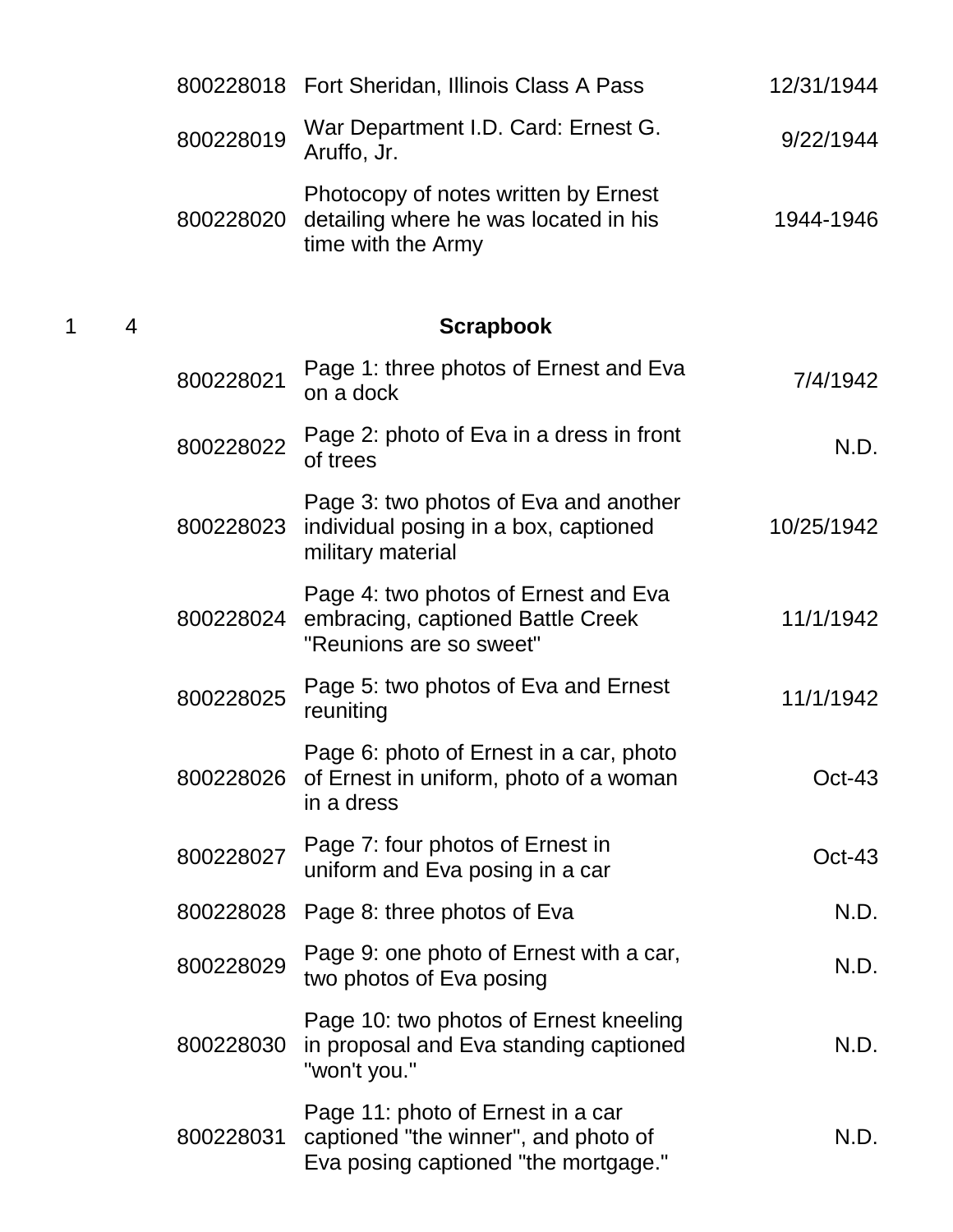| | | ID | Description | Date |
|---|---|---|---|---|
| | | 800228018 | Fort Sheridan, Illinois Class A Pass | 12/31/1944 |
| | | 800228019 | War Department I.D. Card: Ernest G. Aruffo, Jr. | 9/22/1944 |
| | | 800228020 | Photocopy of notes written by Ernest detailing where he was located in his time with the Army | 1944-1946 |
| 1 | 4 | | **Scrapbook** | |
| | | 800228021 | Page 1: three photos of Ernest and Eva on a dock | 7/4/1942 |
| | | 800228022 | Page 2: photo of Eva in a dress in front of trees | N.D. |
| | | 800228023 | Page 3: two photos of Eva and another individual posing in a box, captioned military material | 10/25/1942 |
| | | 800228024 | Page 4: two photos of Ernest and Eva embracing, captioned Battle Creek "Reunions are so sweet" | 11/1/1942 |
| | | 800228025 | Page 5: two photos of Eva and Ernest reuniting | 11/1/1942 |
| | | 800228026 | Page 6: photo of Ernest in a car, photo of Ernest in uniform, photo of a woman in a dress | Oct-43 |
| | | 800228027 | Page 7: four photos of Ernest in uniform and Eva posing in a car | Oct-43 |
| | | 800228028 | Page 8: three photos of Eva | N.D. |
| | | 800228029 | Page 9: one photo of Ernest with a car, two photos of Eva posing | N.D. |
| | | 800228030 | Page 10: two photos of Ernest kneeling in proposal and Eva standing captioned "won't you." | N.D. |
| | | 800228031 | Page 11: photo of Ernest in a car captioned "the winner", and photo of Eva posing captioned "the mortgage." | N.D. |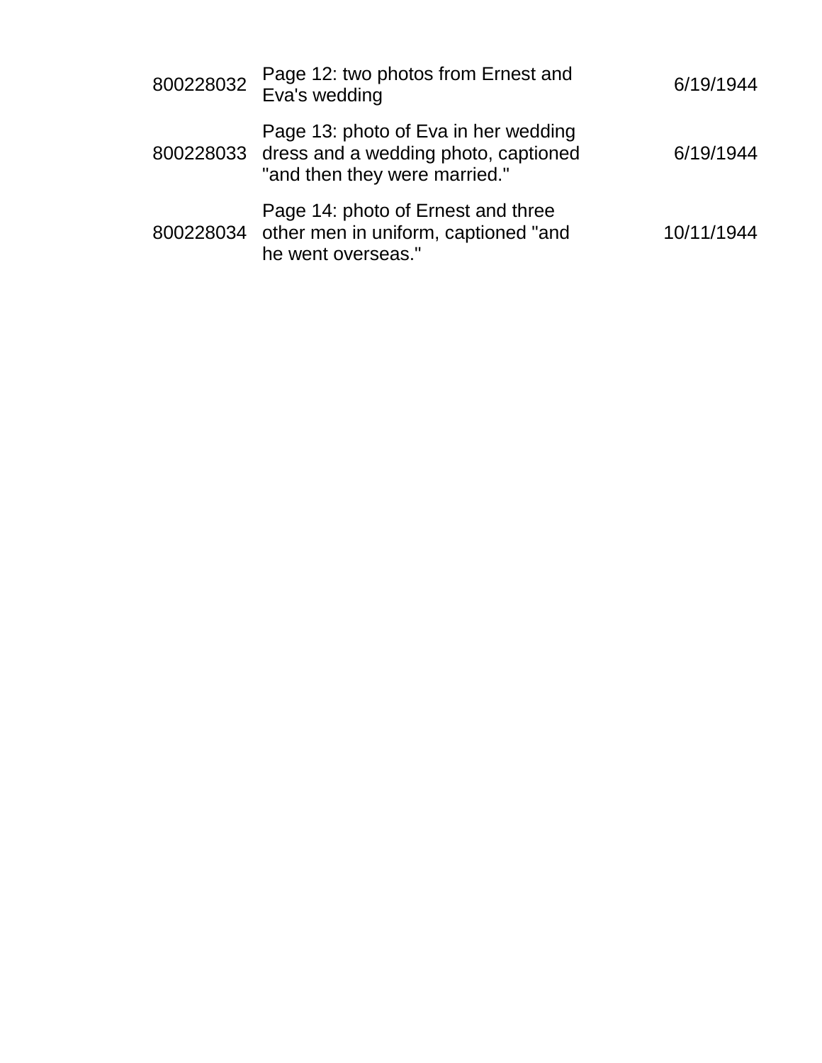| | | |
|---|---|---|
| 800228032 | Page 12: two photos from Ernest and Eva's wedding | 6/19/1944 |
| 800228033 | Page 13: photo of Eva in her wedding dress and a wedding photo, captioned "and then they were married." | 6/19/1944 |
| 800228034 | Page 14: photo of Ernest and three other men in uniform, captioned "and he went overseas." | 10/11/1944 |